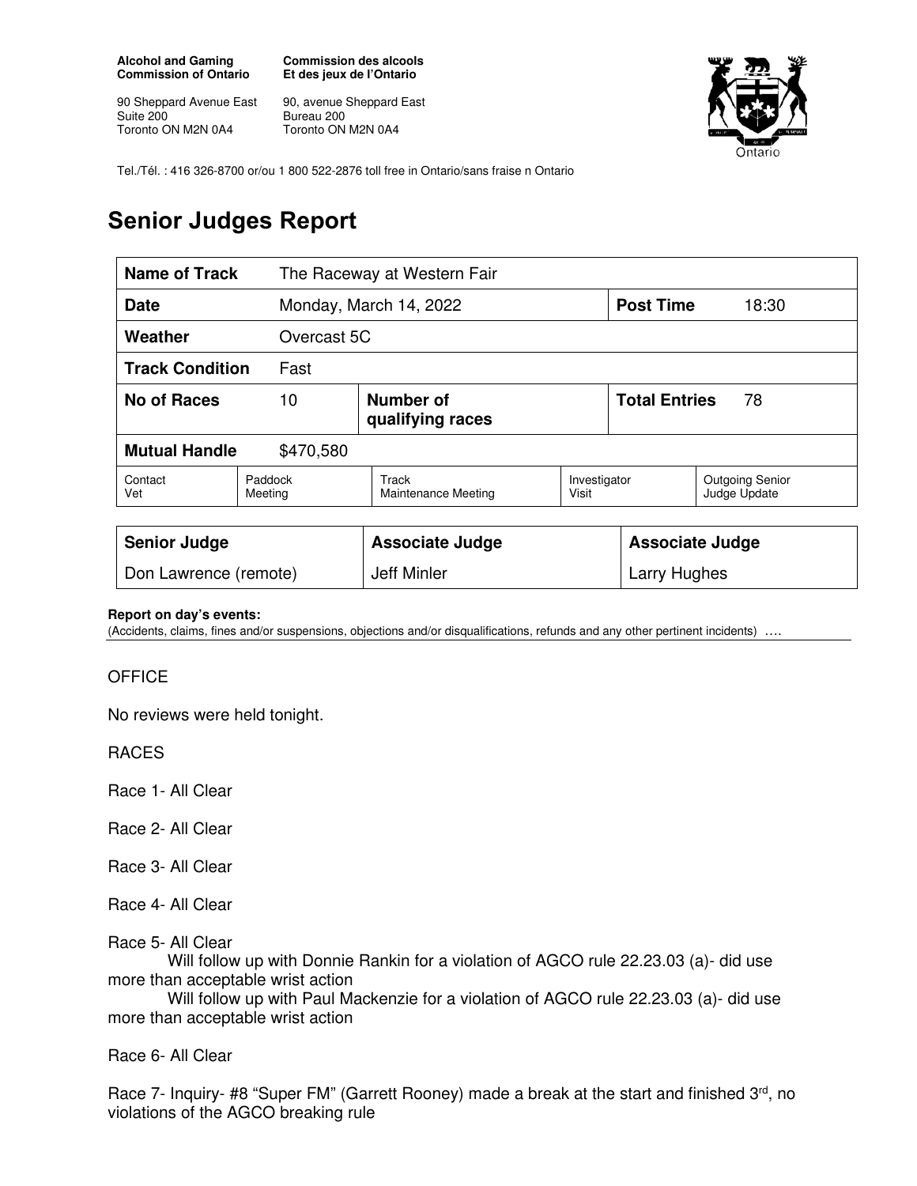**Alcohol and Gaming Commission of Ontario**

90 Sheppard Avenue East
Suite 200
Toronto ON M2N 0A4

**Commission des alcools Et des jeux de l'Ontario**

90, avenue Sheppard East
Bureau 200
Toronto ON M2N 0A4

Tel./Tél. : 416 326-8700 or/ou 1 800 522-2876 toll free in Ontario/sans fraise n Ontario

# Senior Judges Report

| **Name of Track** | The Raceway at Western Fair | | | |
|---|---|---|---|---|
| **Date** | Monday, March 14, 2022 | | **Post Time** | 18:30 |
| **Weather** | Overcast 5C | | | |
| **Track Condition** | Fast | | | |
| **No of Races** | 10 | **Number of qualifying races** | **Total Entries** | 78 |
| **Mutual Handle** | $470,580 | | | |
| Contact Vet | Paddock Meeting | Track Maintenance Meeting | Investigator Visit | Outgoing Senior Judge Update |

| **Senior Judge** | **Associate Judge** | **Associate Judge** |
|---|---|---|
| Don Lawrence (remote) | Jeff Minler | Larry Hughes |

**Report on day's events:**
(Accidents, claims, fines and/or suspensions, objections and/or disqualifications, refunds and any other pertinent incidents) ….

OFFICE

No reviews were held tonight.

RACES

Race 1- All Clear

Race 2- All Clear

Race 3- All Clear

Race 4- All Clear

Race 5- All Clear
Will follow up with Donnie Rankin for a violation of AGCO rule 22.23.03 (a)- did use more than acceptable wrist action
Will follow up with Paul Mackenzie for a violation of AGCO rule 22.23.03 (a)- did use more than acceptable wrist action

Race 6- All Clear

Race 7- Inquiry- #8 "Super FM" (Garrett Rooney) made a break at the start and finished 3rd, no violations of the AGCO breaking rule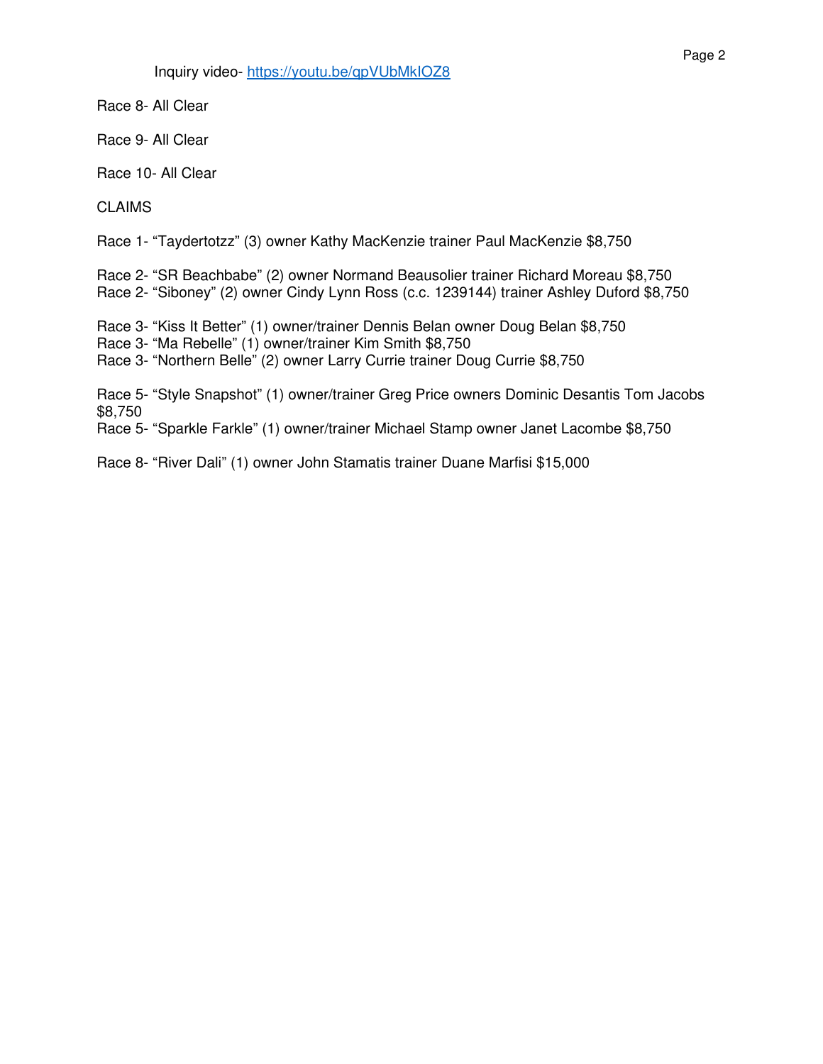Inquiry video- https://youtu.be/qpVUbMkIOZ8

Race 8- All Clear

Race 9- All Clear

Race 10- All Clear

CLAIMS

Race 1- "Taydertotzz" (3) owner Kathy MacKenzie trainer Paul MacKenzie $8,750

Race 2- "SR Beachbabe" (2) owner Normand Beausolier trainer Richard Moreau $8,750
Race 2- "Siboney" (2) owner Cindy Lynn Ross (c.c. 1239144) trainer Ashley Duford $8,750

Race 3- "Kiss It Better" (1) owner/trainer Dennis Belan owner Doug Belan $8,750
Race 3- "Ma Rebelle" (1) owner/trainer Kim Smith $8,750
Race 3- "Northern Belle" (2) owner Larry Currie trainer Doug Currie $8,750

Race 5- "Style Snapshot" (1) owner/trainer Greg Price owners Dominic Desantis Tom Jacobs $8,750
Race 5- "Sparkle Farkle" (1) owner/trainer Michael Stamp owner Janet Lacombe $8,750

Race 8- "River Dali" (1) owner John Stamatis trainer Duane Marfisi $15,000